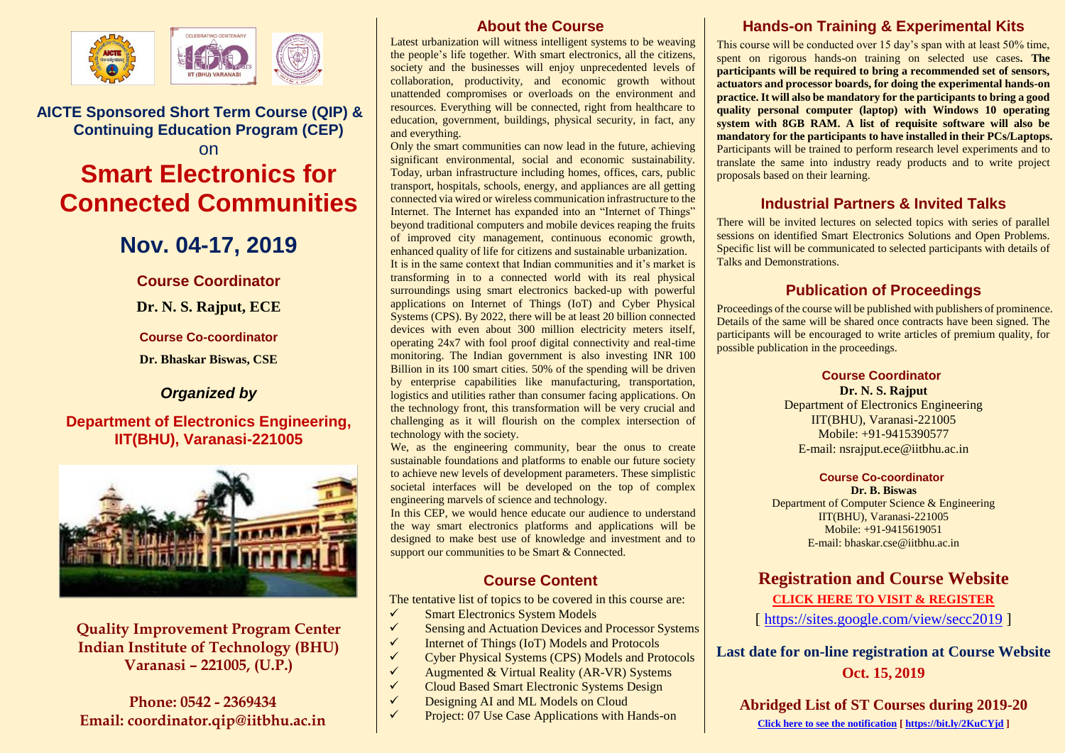## AICTE Sponsored Short Term Course (QIP) & Continuing Education Program (CEP)

on

# Smart Electronics for Connected Communities

## Nov. 04-17, 2019

### Course Coordinator

**Dr. N. S. Rajput, ECE**

### Course Co-coordinator

**Dr. Bhaskar Biswas, CSE**

### *Organized by*

### Department of Electronics Engineering, IIT(BHU), Varanasi-221005

**Quality Improvement Program Center**
**Indian Institute of Technology (BHU)**
**Varanasi – 221005, (U.P.)**

**Phone: 0542 - 2369434**
**Email: coordinator.qip@iitbhu.ac.in**

## About the Course

Latest urbanization will witness intelligent systems to be weaving the people's life together. With smart electronics, all the citizens, society and the businesses will enjoy unprecedented levels of collaboration, productivity, and economic growth without unattended compromises or overloads on the environment and resources. Everything will be connected, right from healthcare to education, government, buildings, physical security, in fact, any and everything.

Only the smart communities can now lead in the future, achieving significant environmental, social and economic sustainability. Today, urban infrastructure including homes, offices, cars, public transport, hospitals, schools, energy, and appliances are all getting connected via wired or wireless communication infrastructure to the Internet. The Internet has expanded into an "Internet of Things" beyond traditional computers and mobile devices reaping the fruits of improved city management, continuous economic growth, enhanced quality of life for citizens and sustainable urbanization.

It is in the same context that Indian communities and it's market is transforming in to a connected world with its real physical surroundings using smart electronics backed-up with powerful applications on Internet of Things (IoT) and Cyber Physical Systems (CPS). By 2022, there will be at least 20 billion connected devices with even about 300 million electricity meters itself, operating 24x7 with fool proof digital connectivity and real-time monitoring. The Indian government is also investing INR 100 Billion in its 100 smart cities. 50% of the spending will be driven by enterprise capabilities like manufacturing, transportation, logistics and utilities rather than consumer facing applications. On the technology front, this transformation will be very crucial and challenging as it will flourish on the complex intersection of technology with the society.

We, as the engineering community, bear the onus to create sustainable foundations and platforms to enable our future society to achieve new levels of development parameters. These simplistic societal interfaces will be developed on the top of complex engineering marvels of science and technology.

In this CEP, we would hence educate our audience to understand the way smart electronics platforms and applications will be designed to make best use of knowledge and investment and to support our communities to be Smart & Connected.

## Course Content

The tentative list of topics to be covered in this course are:

- ✓ Smart Electronics System Models
- ✓ Sensing and Actuation Devices and Processor Systems
- ✓ Internet of Things (IoT) Models and Protocols
- ✓ Cyber Physical Systems (CPS) Models and Protocols
- ✓ Augmented & Virtual Reality (AR-VR) Systems
- ✓ Cloud Based Smart Electronic Systems Design
- ✓ Designing AI and ML Models on Cloud
- ✓ Project: 07 Use Case Applications with Hands-on

## Hands-on Training & Experimental Kits

This course will be conducted over 15 day's span with at least 50% time, spent on rigorous hands-on training on selected use cases**. The participants will be required to bring a recommended set of sensors, actuators and processor boards, for doing the experimental hands-on practice. It will also be mandatory for the participants to bring a good quality personal computer (laptop) with Windows 10 operating system with 8GB RAM. A list of requisite software will also be mandatory for the participants to have installed in their PCs/Laptops.** Participants will be trained to perform research level experiments and to translate the same into industry ready products and to write project proposals based on their learning.

## Industrial Partners & Invited Talks

There will be invited lectures on selected topics with series of parallel sessions on identified Smart Electronics Solutions and Open Problems. Specific list will be communicated to selected participants with details of Talks and Demonstrations.

## Publication of Proceedings

Proceedings of the course will be published with publishers of prominence. Details of the same will be shared once contracts have been signed. The participants will be encouraged to write articles of premium quality, for possible publication in the proceedings.

### Course Coordinator

**Dr. N. S. Rajput**
Department of Electronics Engineering
IIT(BHU), Varanasi-221005
Mobile: +91-9415390577
E-mail: nsrajput.ece@iitbhu.ac.in

### Course Co-coordinator

**Dr. B. Biswas**
Department of Computer Science & Engineering
IIT(BHU), Varanasi-221005
Mobile: +91-9415619051
E-mail: bhaskar.cse@iitbhu.ac.in

## Registration and Course Website

**CLICK HERE TO VISIT & REGISTER**

[ https://sites.google.com/view/secc2019 ]

**Last date for on-line registration at Course Website**
**Oct. 15, 2019**

### Abridged List of ST Courses during 2019-20

**Click here to see the notification [ https://bit.ly/2KuCYjd ]**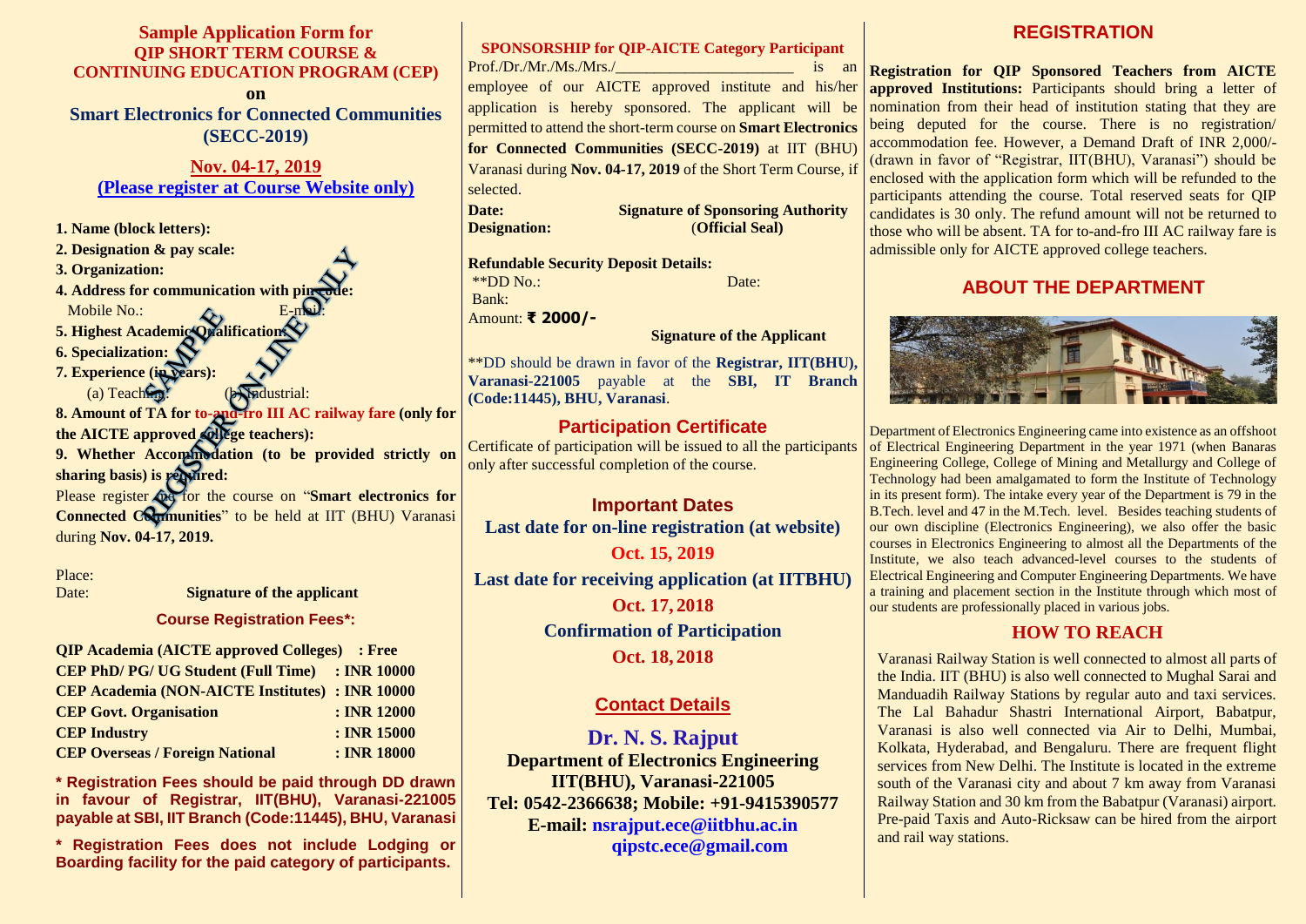## Sample Application Form for QIP SHORT TERM COURSE & CONTINUING EDUCATION PROGRAM (CEP)

**on**

## Smart Electronics for Connected Communities (SECC-2019)

**Nov. 04-17, 2019**

**(Please register at Course Website only)**

SAMPLE REGISTER ON-LINE ONLY

1. **Name (block letters):**
2. **Designation & pay scale:**
3. **Organization:**
4. **Address for communication with pin code:**
   Mobile No.: E-mail:
5. **Highest Academic Qualification:**
6. **Specialization:**
7. **Experience (in years):**
   (a) Teaching: (b) Industrial:
8. **Amount of TA for to-and-fro III AC railway fare (only for the AICTE approved college teachers):**
9. **Whether Accommodation (to be provided strictly on sharing basis) is required:**

Please register me for the course on "**Smart electronics for Connected Communities**" to be held at IIT (BHU) Varanasi during **Nov. 04-17, 2019.**

Place:
Date: **Signature of the applicant**

### Course Registration Fees*:

| | |
|---|---|
| **QIP Academia (AICTE approved Colleges)** | **: Free** |
| **CEP PhD/ PG/ UG Student (Full Time)** | **: INR 10000** |
| **CEP Academia (NON-AICTE Institutes)** | **: INR 10000** |
| **CEP Govt. Organisation** | **: INR 12000** |
| **CEP Industry** | **: INR 15000** |
| **CEP Overseas / Foreign National** | **: INR 18000** |

**\* Registration Fees should be paid through DD drawn in favour of Registrar, IIT(BHU), Varanasi-221005 payable at SBI, IIT Branch (Code:11445), BHU, Varanasi**

**\* Registration Fees does not include Lodging or Boarding facility for the paid category of participants.**

### SPONSORSHIP for QIP-AICTE Category Participant

Prof./Dr./Mr./Ms./Mrs./_______________________ is an employee of our AICTE approved institute and his/her application is hereby sponsored. The applicant will be permitted to attend the short-term course on **Smart Electronics for Connected Communities (SECC-2019)** at IIT (BHU) Varanasi during **Nov. 04-17, 2019** of the Short Term Course, if selected.

**Date:** **Signature of Sponsoring Authority**
**Designation:** **(Official Seal)**

**Refundable Security Deposit Details:**
\*\*DD No.: Date:
Bank:
Amount: **₹ 2000/-**

**Signature of the Applicant**

\*\*DD should be drawn in favor of the **Registrar, IIT(BHU), Varanasi-221005** payable at the **SBI, IT Branch (Code:11445), BHU, Varanasi**.

### Participation Certificate

Certificate of participation will be issued to all the participants only after successful completion of the course.

### Important Dates

**Last date for on-line registration (at website)**
**Oct. 15, 2019**

**Last date for receiving application (at IITBHU)**
**Oct. 17, 2018**

**Confirmation of Participation**
**Oct. 18, 2018**

### Contact Details

**Dr. N. S. Rajput**
**Department of Electronics Engineering**
**IIT(BHU), Varanasi-221005**
**Tel: 0542-2366638; Mobile: +91-9415390577**
**E-mail: nsrajput.ece@iitbhu.ac.in**
**qipstc.ece@gmail.com**

## REGISTRATION

**Registration for QIP Sponsored Teachers from AICTE approved Institutions:** Participants should bring a letter of nomination from their head of institution stating that they are being deputed for the course. There is no registration/ accommodation fee. However, a Demand Draft of INR 2,000/- (drawn in favor of "Registrar, IIT(BHU), Varanasi") should be enclosed with the application form which will be refunded to the participants attending the course. Total reserved seats for QIP candidates is 30 only. The refund amount will not be returned to those who will be absent. TA for to-and-fro III AC railway fare is admissible only for AICTE approved college teachers.

## ABOUT THE DEPARTMENT

Department of Electronics Engineering came into existence as an offshoot of Electrical Engineering Department in the year 1971 (when Banaras Engineering College, College of Mining and Metallurgy and College of Technology had been amalgamated to form the Institute of Technology in its present form). The intake every year of the Department is 79 in the B.Tech. level and 47 in the M.Tech. level. Besides teaching students of our own discipline (Electronics Engineering), we also offer the basic courses in Electronics Engineering to almost all the Departments of the Institute, we also teach advanced-level courses to the students of Electrical Engineering and Computer Engineering Departments. We have a training and placement section in the Institute through which most of our students are professionally placed in various jobs.

## HOW TO REACH

Varanasi Railway Station is well connected to almost all parts of the India. IIT (BHU) is also well connected to Mughal Sarai and Manduadih Railway Stations by regular auto and taxi services. The Lal Bahadur Shastri International Airport, Babatpur, Varanasi is also well connected via Air to Delhi, Mumbai, Kolkata, Hyderabad, and Bengaluru. There are frequent flight services from New Delhi. The Institute is located in the extreme south of the Varanasi city and about 7 km away from Varanasi Railway Station and 30 km from the Babatpur (Varanasi) airport. Pre-paid Taxis and Auto-Ricksaw can be hired from the airport and rail way stations.